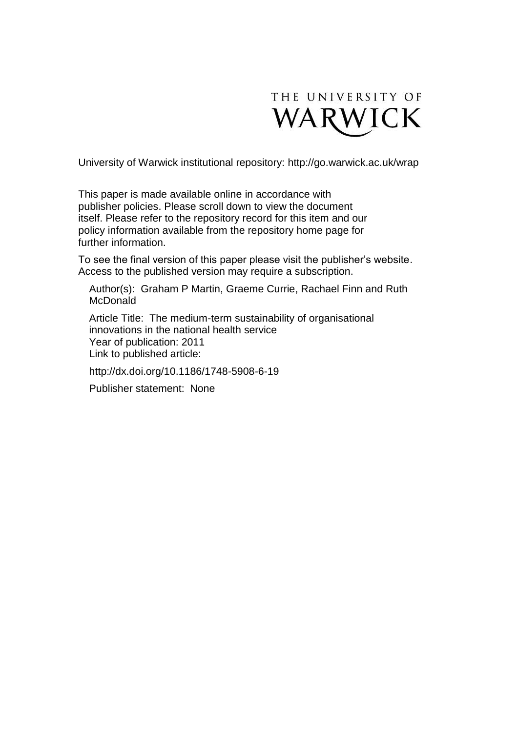THE UNIVERSITY OF WARWICK

University of Warwick institutional repository: http://go.warwick.ac.uk/wrap

This paper is made available online in accordance with publisher policies. Please scroll down to view the document itself. Please refer to the repository record for this item and our policy information available from the repository home page for further information.

To see the final version of this paper please visit the publisher's website. Access to the published version may require a subscription.

Author(s): Graham P Martin, Graeme Currie, Rachael Finn and Ruth McDonald

Article Title: The medium-term sustainability of organisational innovations in the national health service

Year of publication: 2011

Link to published article:

http://dx.doi.org/10.1186/1748-5908-6-19

Publisher statement: None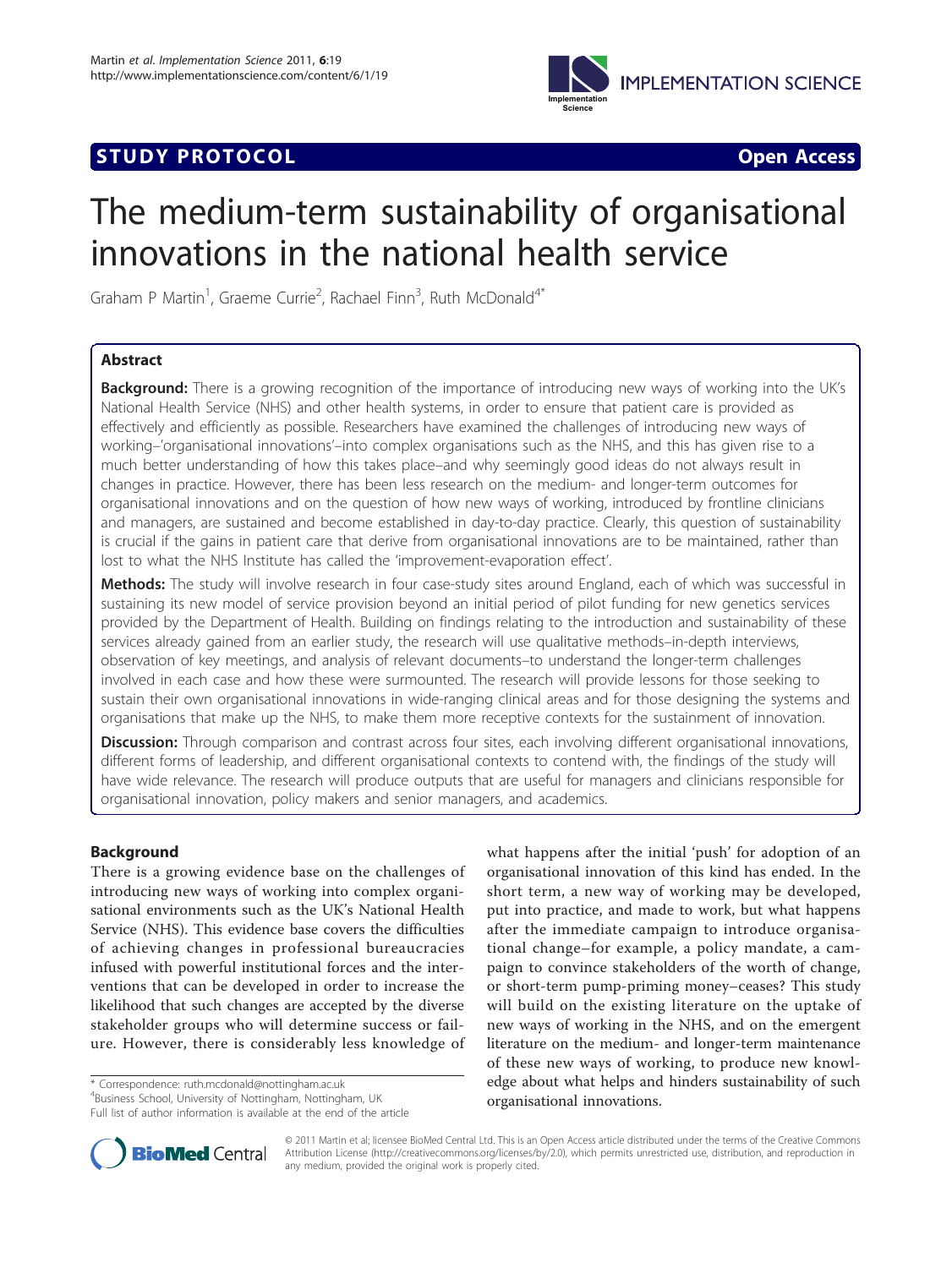# The medium-term sustainability of organisational innovations in the national health service

Graham P Martin[1], Graeme Currie[2], Rachael Finn[3], Ruth McDonald[4*]

## Abstract

**Background:** There is a growing recognition of the importance of introducing new ways of working into the UK's National Health Service (NHS) and other health systems, in order to ensure that patient care is provided as effectively and efficiently as possible. Researchers have examined the challenges of introducing new ways of working–'organisational innovations'–into complex organisations such as the NHS, and this has given rise to a much better understanding of how this takes place–and why seemingly good ideas do not always result in changes in practice. However, there has been less research on the medium- and longer-term outcomes for organisational innovations and on the question of how new ways of working, introduced by frontline clinicians and managers, are sustained and become established in day-to-day practice. Clearly, this question of sustainability is crucial if the gains in patient care that derive from organisational innovations are to be maintained, rather than lost to what the NHS Institute has called the 'improvement-evaporation effect'.

**Methods:** The study will involve research in four case-study sites around England, each of which was successful in sustaining its new model of service provision beyond an initial period of pilot funding for new genetics services provided by the Department of Health. Building on findings relating to the introduction and sustainability of these services already gained from an earlier study, the research will use qualitative methods–in-depth interviews, observation of key meetings, and analysis of relevant documents–to understand the longer-term challenges involved in each case and how these were surmounted. The research will provide lessons for those seeking to sustain their own organisational innovations in wide-ranging clinical areas and for those designing the systems and organisations that make up the NHS, to make them more receptive contexts for the sustainment of innovation.

**Discussion:** Through comparison and contrast across four sites, each involving different organisational innovations, different forms of leadership, and different organisational contexts to contend with, the findings of the study will have wide relevance. The research will produce outputs that are useful for managers and clinicians responsible for organisational innovation, policy makers and senior managers, and academics.

## Background

There is a growing evidence base on the challenges of introducing new ways of working into complex organisational environments such as the UK's National Health Service (NHS). This evidence base covers the difficulties of achieving changes in professional bureaucracies infused with powerful institutional forces and the interventions that can be developed in order to increase the likelihood that such changes are accepted by the diverse stakeholder groups who will determine success or failure. However, there is considerably less knowledge of what happens after the initial 'push' for adoption of an organisational innovation of this kind has ended. In the short term, a new way of working may be developed, put into practice, and made to work, but what happens after the immediate campaign to introduce organisational change–for example, a policy mandate, a campaign to convince stakeholders of the worth of change, or short-term pump-priming money–ceases? This study will build on the existing literature on the uptake of new ways of working in the NHS, and on the emergent literature on the medium- and longer-term maintenance of these new ways of working, to produce new knowledge about what helps and hinders sustainability of such organisational innovations.

* Correspondence: ruth.mcdonald@nottingham.ac.uk
[4]Business School, University of Nottingham, Nottingham, UK
Full list of author information is available at the end of the article

© 2011 Martin et al; licensee BioMed Central Ltd. This is an Open Access article distributed under the terms of the Creative Commons Attribution License (http://creativecommons.org/licenses/by/2.0), which permits unrestricted use, distribution, and reproduction in any medium, provided the original work is properly cited.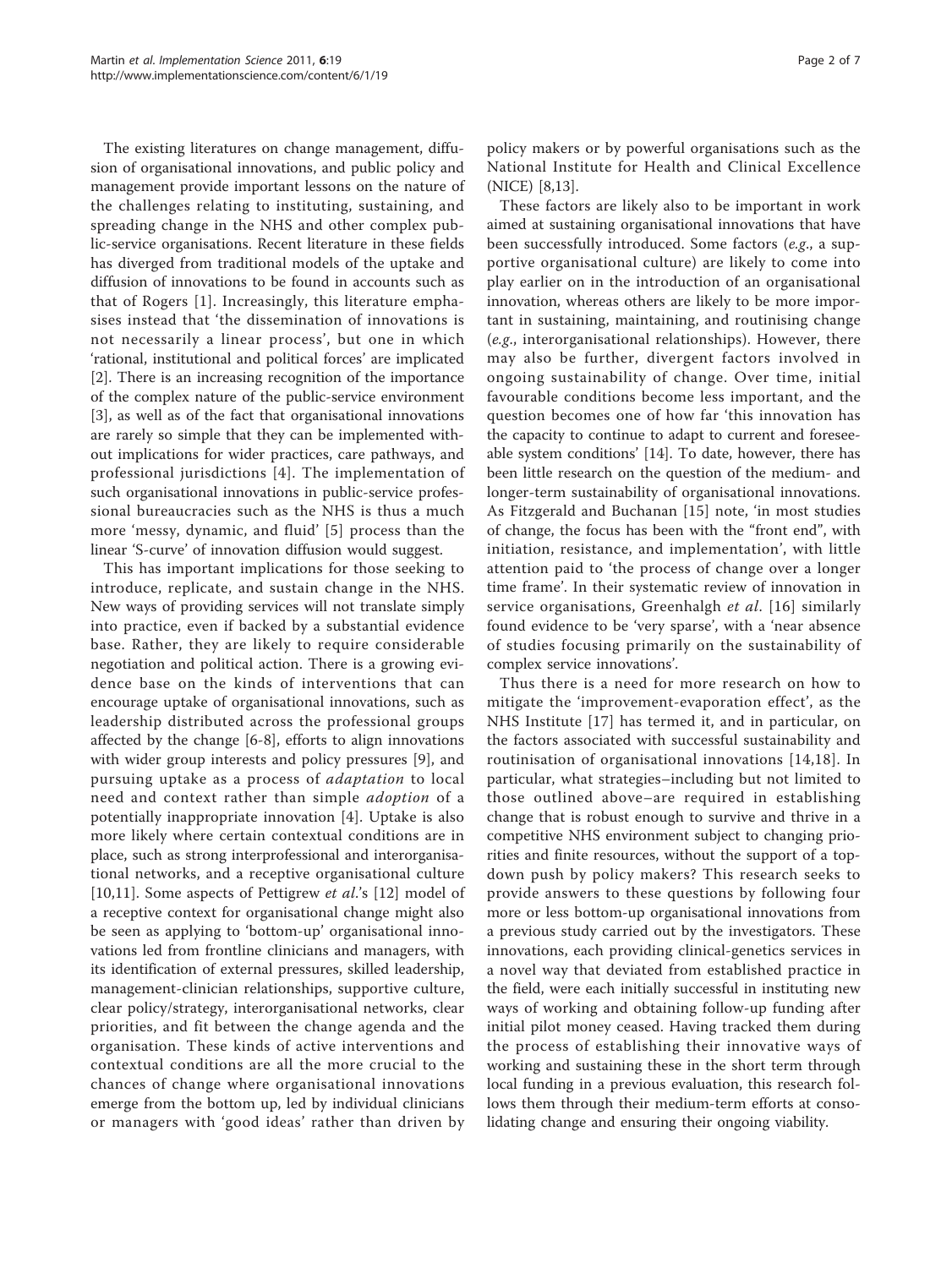The existing literatures on change management, diffusion of organisational innovations, and public policy and management provide important lessons on the nature of the challenges relating to instituting, sustaining, and spreading change in the NHS and other complex public-service organisations. Recent literature in these fields has diverged from traditional models of the uptake and diffusion of innovations to be found in accounts such as that of Rogers [1]. Increasingly, this literature emphasises instead that 'the dissemination of innovations is not necessarily a linear process', but one in which 'rational, institutional and political forces' are implicated [2]. There is an increasing recognition of the importance of the complex nature of the public-service environment [3], as well as of the fact that organisational innovations are rarely so simple that they can be implemented without implications for wider practices, care pathways, and professional jurisdictions [4]. The implementation of such organisational innovations in public-service professional bureaucracies such as the NHS is thus a much more 'messy, dynamic, and fluid' [5] process than the linear 'S-curve' of innovation diffusion would suggest.

This has important implications for those seeking to introduce, replicate, and sustain change in the NHS. New ways of providing services will not translate simply into practice, even if backed by a substantial evidence base. Rather, they are likely to require considerable negotiation and political action. There is a growing evidence base on the kinds of interventions that can encourage uptake of organisational innovations, such as leadership distributed across the professional groups affected by the change [6-8], efforts to align innovations with wider group interests and policy pressures [9], and pursuing uptake as a process of *adaptation* to local need and context rather than simple *adoption* of a potentially inappropriate innovation [4]. Uptake is also more likely where certain contextual conditions are in place, such as strong interprofessional and interorganisational networks, and a receptive organisational culture [10,11]. Some aspects of Pettigrew *et al.*'s [12] model of a receptive context for organisational change might also be seen as applying to 'bottom-up' organisational innovations led from frontline clinicians and managers, with its identification of external pressures, skilled leadership, management-clinician relationships, supportive culture, clear policy/strategy, interorganisational networks, clear priorities, and fit between the change agenda and the organisation. These kinds of active interventions and contextual conditions are all the more crucial to the chances of change where organisational innovations emerge from the bottom up, led by individual clinicians or managers with 'good ideas' rather than driven by policy makers or by powerful organisations such as the National Institute for Health and Clinical Excellence (NICE) [8,13].

These factors are likely also to be important in work aimed at sustaining organisational innovations that have been successfully introduced. Some factors (*e.g.*, a supportive organisational culture) are likely to come into play earlier on in the introduction of an organisational innovation, whereas others are likely to be more important in sustaining, maintaining, and routinising change (*e.g.*, interorganisational relationships). However, there may also be further, divergent factors involved in ongoing sustainability of change. Over time, initial favourable conditions become less important, and the question becomes one of how far 'this innovation has the capacity to continue to adapt to current and foreseeable system conditions' [14]. To date, however, there has been little research on the question of the medium- and longer-term sustainability of organisational innovations. As Fitzgerald and Buchanan [15] note, 'in most studies of change, the focus has been with the "front end", with initiation, resistance, and implementation', with little attention paid to 'the process of change over a longer time frame'. In their systematic review of innovation in service organisations, Greenhalgh *et al*. [16] similarly found evidence to be 'very sparse', with a 'near absence of studies focusing primarily on the sustainability of complex service innovations'.

Thus there is a need for more research on how to mitigate the 'improvement-evaporation effect', as the NHS Institute [17] has termed it, and in particular, on the factors associated with successful sustainability and routinisation of organisational innovations [14,18]. In particular, what strategies–including but not limited to those outlined above–are required in establishing change that is robust enough to survive and thrive in a competitive NHS environment subject to changing priorities and finite resources, without the support of a top-down push by policy makers? This research seeks to provide answers to these questions by following four more or less bottom-up organisational innovations from a previous study carried out by the investigators. These innovations, each providing clinical-genetics services in a novel way that deviated from established practice in the field, were each initially successful in instituting new ways of working and obtaining follow-up funding after initial pilot money ceased. Having tracked them during the process of establishing their innovative ways of working and sustaining these in the short term through local funding in a previous evaluation, this research follows them through their medium-term efforts at consolidating change and ensuring their ongoing viability.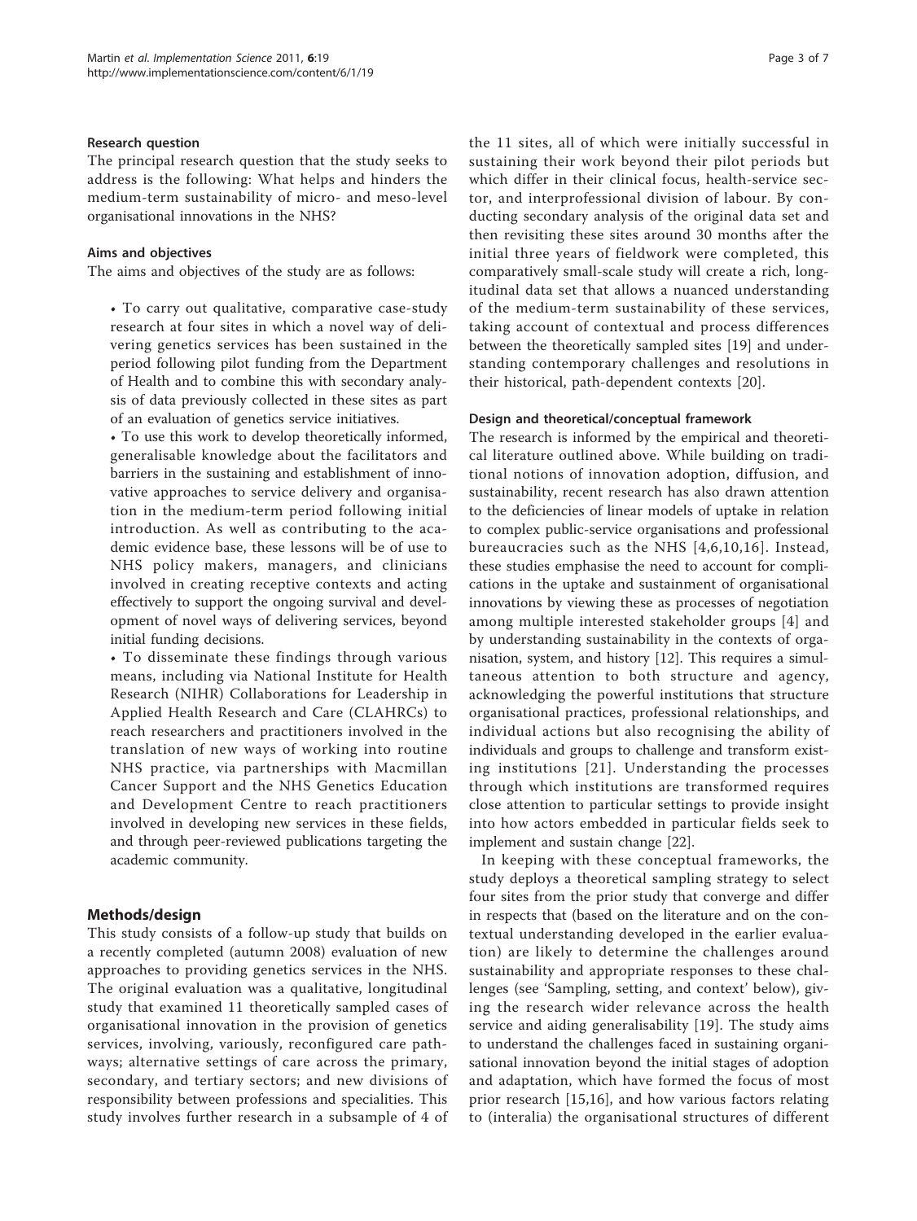### Research question

The principal research question that the study seeks to address is the following: What helps and hinders the medium-term sustainability of micro- and meso-level organisational innovations in the NHS?

### Aims and objectives

The aims and objectives of the study are as follows:

- To carry out qualitative, comparative case-study research at four sites in which a novel way of delivering genetics services has been sustained in the period following pilot funding from the Department of Health and to combine this with secondary analysis of data previously collected in these sites as part of an evaluation of genetics service initiatives.
- To use this work to develop theoretically informed, generalisable knowledge about the facilitators and barriers in the sustaining and establishment of innovative approaches to service delivery and organisation in the medium-term period following initial introduction. As well as contributing to the academic evidence base, these lessons will be of use to NHS policy makers, managers, and clinicians involved in creating receptive contexts and acting effectively to support the ongoing survival and development of novel ways of delivering services, beyond initial funding decisions.
- To disseminate these findings through various means, including via National Institute for Health Research (NIHR) Collaborations for Leadership in Applied Health Research and Care (CLAHRCs) to reach researchers and practitioners involved in the translation of new ways of working into routine NHS practice, via partnerships with Macmillan Cancer Support and the NHS Genetics Education and Development Centre to reach practitioners involved in developing new services in these fields, and through peer-reviewed publications targeting the academic community.

## Methods/design

This study consists of a follow-up study that builds on a recently completed (autumn 2008) evaluation of new approaches to providing genetics services in the NHS. The original evaluation was a qualitative, longitudinal study that examined 11 theoretically sampled cases of organisational innovation in the provision of genetics services, involving, variously, reconfigured care pathways; alternative settings of care across the primary, secondary, and tertiary sectors; and new divisions of responsibility between professions and specialities. This study involves further research in a subsample of 4 of the 11 sites, all of which were initially successful in sustaining their work beyond their pilot periods but which differ in their clinical focus, health-service sector, and interprofessional division of labour. By conducting secondary analysis of the original data set and then revisiting these sites around 30 months after the initial three years of fieldwork were completed, this comparatively small-scale study will create a rich, longitudinal data set that allows a nuanced understanding of the medium-term sustainability of these services, taking account of contextual and process differences between the theoretically sampled sites [19] and understanding contemporary challenges and resolutions in their historical, path-dependent contexts [20].

### Design and theoretical/conceptual framework

The research is informed by the empirical and theoretical literature outlined above. While building on traditional notions of innovation adoption, diffusion, and sustainability, recent research has also drawn attention to the deficiencies of linear models of uptake in relation to complex public-service organisations and professional bureaucracies such as the NHS [4,6,10,16]. Instead, these studies emphasise the need to account for complications in the uptake and sustainment of organisational innovations by viewing these as processes of negotiation among multiple interested stakeholder groups [4] and by understanding sustainability in the contexts of organisation, system, and history [12]. This requires a simultaneous attention to both structure and agency, acknowledging the powerful institutions that structure organisational practices, professional relationships, and individual actions but also recognising the ability of individuals and groups to challenge and transform existing institutions [21]. Understanding the processes through which institutions are transformed requires close attention to particular settings to provide insight into how actors embedded in particular fields seek to implement and sustain change [22].

In keeping with these conceptual frameworks, the study deploys a theoretical sampling strategy to select four sites from the prior study that converge and differ in respects that (based on the literature and on the contextual understanding developed in the earlier evaluation) are likely to determine the challenges around sustainability and appropriate responses to these challenges (see 'Sampling, setting, and context' below), giving the research wider relevance across the health service and aiding generalisability [19]. The study aims to understand the challenges faced in sustaining organisational innovation beyond the initial stages of adoption and adaptation, which have formed the focus of most prior research [15,16], and how various factors relating to (interalia) the organisational structures of different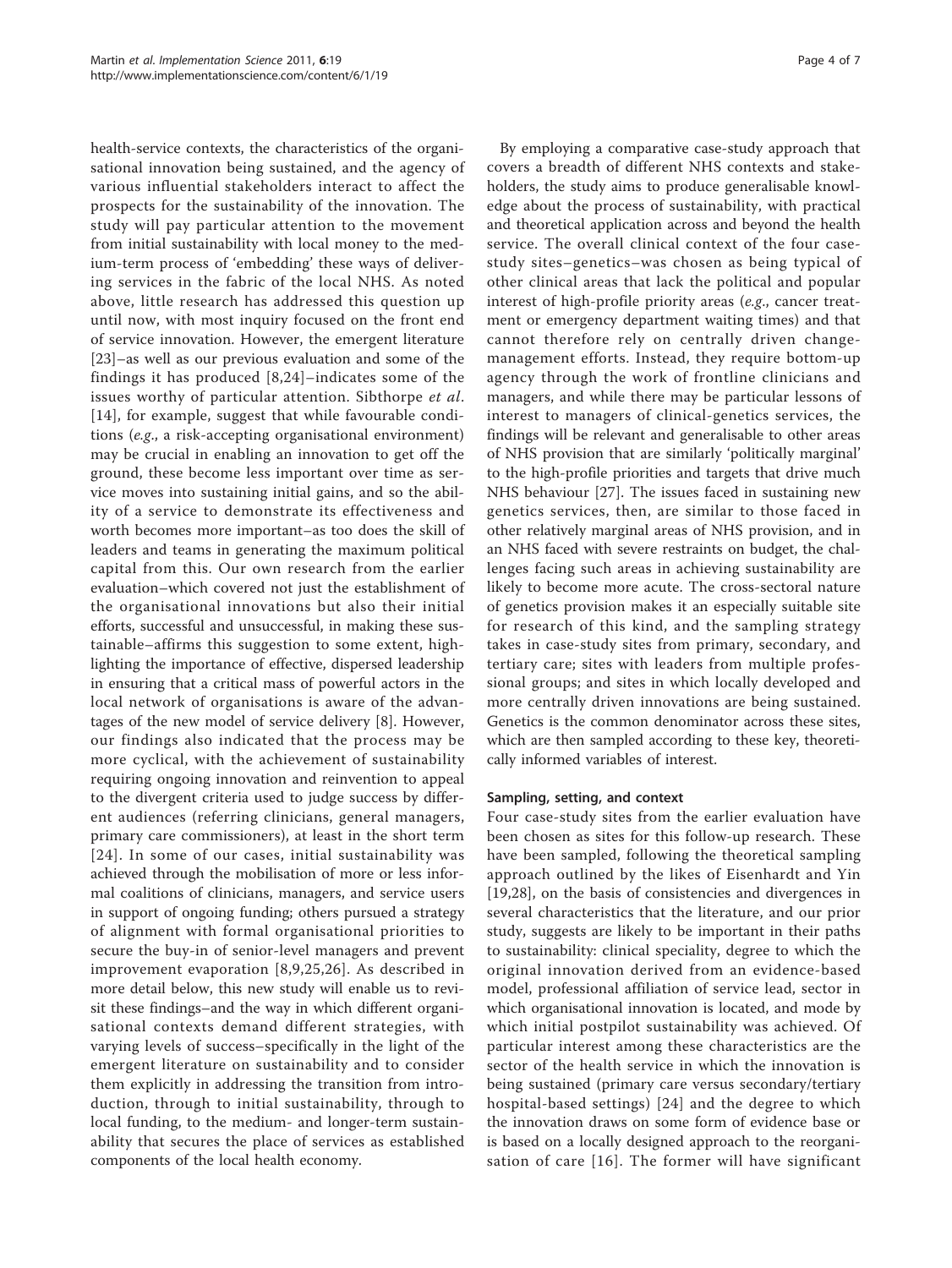health-service contexts, the characteristics of the organisational innovation being sustained, and the agency of various influential stakeholders interact to affect the prospects for the sustainability of the innovation. The study will pay particular attention to the movement from initial sustainability with local money to the medium-term process of 'embedding' these ways of delivering services in the fabric of the local NHS. As noted above, little research has addressed this question up until now, with most inquiry focused on the front end of service innovation. However, the emergent literature [23]–as well as our previous evaluation and some of the findings it has produced [8,24]–indicates some of the issues worthy of particular attention. Sibthorpe *et al*. [14], for example, suggest that while favourable conditions (*e.g*., a risk-accepting organisational environment) may be crucial in enabling an innovation to get off the ground, these become less important over time as service moves into sustaining initial gains, and so the ability of a service to demonstrate its effectiveness and worth becomes more important–as too does the skill of leaders and teams in generating the maximum political capital from this. Our own research from the earlier evaluation–which covered not just the establishment of the organisational innovations but also their initial efforts, successful and unsuccessful, in making these sustainable–affirms this suggestion to some extent, highlighting the importance of effective, dispersed leadership in ensuring that a critical mass of powerful actors in the local network of organisations is aware of the advantages of the new model of service delivery [8]. However, our findings also indicated that the process may be more cyclical, with the achievement of sustainability requiring ongoing innovation and reinvention to appeal to the divergent criteria used to judge success by different audiences (referring clinicians, general managers, primary care commissioners), at least in the short term [24]. In some of our cases, initial sustainability was achieved through the mobilisation of more or less informal coalitions of clinicians, managers, and service users in support of ongoing funding; others pursued a strategy of alignment with formal organisational priorities to secure the buy-in of senior-level managers and prevent improvement evaporation [8,9,25,26]. As described in more detail below, this new study will enable us to revisit these findings–and the way in which different organisational contexts demand different strategies, with varying levels of success–specifically in the light of the emergent literature on sustainability and to consider them explicitly in addressing the transition from introduction, through to initial sustainability, through to local funding, to the medium- and longer-term sustainability that secures the place of services as established components of the local health economy.

By employing a comparative case-study approach that covers a breadth of different NHS contexts and stakeholders, the study aims to produce generalisable knowledge about the process of sustainability, with practical and theoretical application across and beyond the health service. The overall clinical context of the four case-study sites–genetics–was chosen as being typical of other clinical areas that lack the political and popular interest of high-profile priority areas (*e.g*., cancer treatment or emergency department waiting times) and that cannot therefore rely on centrally driven change-management efforts. Instead, they require bottom-up agency through the work of frontline clinicians and managers, and while there may be particular lessons of interest to managers of clinical-genetics services, the findings will be relevant and generalisable to other areas of NHS provision that are similarly 'politically marginal' to the high-profile priorities and targets that drive much NHS behaviour [27]. The issues faced in sustaining new genetics services, then, are similar to those faced in other relatively marginal areas of NHS provision, and in an NHS faced with severe restraints on budget, the challenges facing such areas in achieving sustainability are likely to become more acute. The cross-sectoral nature of genetics provision makes it an especially suitable site for research of this kind, and the sampling strategy takes in case-study sites from primary, secondary, and tertiary care; sites with leaders from multiple professional groups; and sites in which locally developed and more centrally driven innovations are being sustained. Genetics is the common denominator across these sites, which are then sampled according to these key, theoretically informed variables of interest.

### Sampling, setting, and context

Four case-study sites from the earlier evaluation have been chosen as sites for this follow-up research. These have been sampled, following the theoretical sampling approach outlined by the likes of Eisenhardt and Yin [19,28], on the basis of consistencies and divergences in several characteristics that the literature, and our prior study, suggests are likely to be important in their paths to sustainability: clinical speciality, degree to which the original innovation derived from an evidence-based model, professional affiliation of service lead, sector in which organisational innovation is located, and mode by which initial postpilot sustainability was achieved. Of particular interest among these characteristics are the sector of the health service in which the innovation is being sustained (primary care versus secondary/tertiary hospital-based settings) [24] and the degree to which the innovation draws on some form of evidence base or is based on a locally designed approach to the reorganisation of care [16]. The former will have significant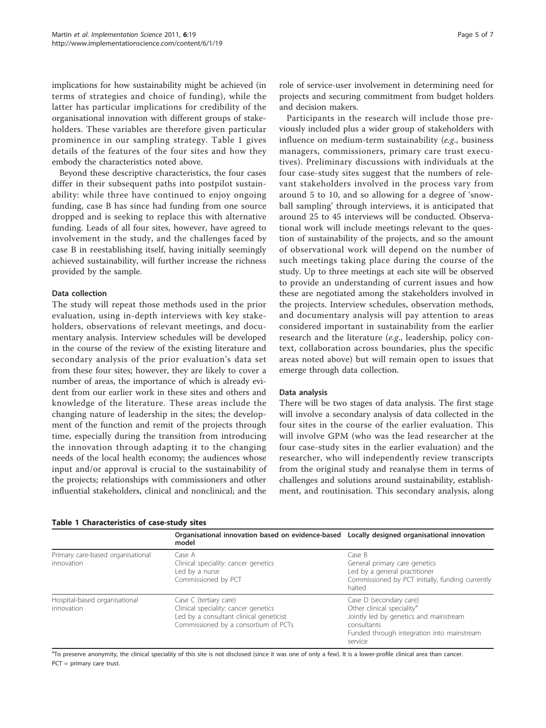implications for how sustainability might be achieved (in terms of strategies and choice of funding), while the latter has particular implications for credibility of the organisational innovation with different groups of stakeholders. These variables are therefore given particular prominence in our sampling strategy. Table 1 gives details of the features of the four sites and how they embody the characteristics noted above.

Beyond these descriptive characteristics, the four cases differ in their subsequent paths into postpilot sustainability: while three have continued to enjoy ongoing funding, case B has since had funding from one source dropped and is seeking to replace this with alternative funding. Leads of all four sites, however, have agreed to involvement in the study, and the challenges faced by case B in reestablishing itself, having initially seemingly achieved sustainability, will further increase the richness provided by the sample.

### Data collection

The study will repeat those methods used in the prior evaluation, using in-depth interviews with key stakeholders, observations of relevant meetings, and documentary analysis. Interview schedules will be developed in the course of the review of the existing literature and secondary analysis of the prior evaluation's data set from these four sites; however, they are likely to cover a number of areas, the importance of which is already evident from our earlier work in these sites and others and knowledge of the literature. These areas include the changing nature of leadership in the sites; the development of the function and remit of the projects through time, especially during the transition from introducing the innovation through adapting it to the changing needs of the local health economy; the audiences whose input and/or approval is crucial to the sustainability of the projects; relationships with commissioners and other influential stakeholders, clinical and nonclinical; and the role of service-user involvement in determining need for projects and securing commitment from budget holders and decision makers.

Participants in the research will include those previously included plus a wider group of stakeholders with influence on medium-term sustainability (*e.g.*, business managers, commissioners, primary care trust executives). Preliminary discussions with individuals at the four case-study sites suggest that the numbers of relevant stakeholders involved in the process vary from around 5 to 10, and so allowing for a degree of 'snowball sampling' through interviews, it is anticipated that around 25 to 45 interviews will be conducted. Observational work will include meetings relevant to the question of sustainability of the projects, and so the amount of observational work will depend on the number of such meetings taking place during the course of the study. Up to three meetings at each site will be observed to provide an understanding of current issues and how these are negotiated among the stakeholders involved in the projects. Interview schedules, observation methods, and documentary analysis will pay attention to areas considered important in sustainability from the earlier research and the literature (*e.g.*, leadership, policy context, collaboration across boundaries, plus the specific areas noted above) but will remain open to issues that emerge through data collection.

### Data analysis

There will be two stages of data analysis. The first stage will involve a secondary analysis of data collected in the four sites in the course of the earlier evaluation. This will involve GPM (who was the lead researcher at the four case-study sites in the earlier evaluation) and the researcher, who will independently review transcripts from the original study and reanalyse them in terms of challenges and solutions around sustainability, establishment, and routinisation. This secondary analysis, along

**Table 1 Characteristics of case-study sites**

| | Organisational innovation based on evidence-based model | Locally designed organisational innovation |
|---|---|---|
| Primary care-based organisational innovation | Case A<br>Clinical speciality: cancer genetics<br>Led by a nurse<br>Commissioned by PCT | Case B<br>General primary care genetics<br>Led by a general practitioner<br>Commissioned by PCT initially, funding currently halted |
| Hospital-based organisational innovation | Case C (tertiary care)<br>Clinical speciality: cancer genetics<br>Led by a consultant clinical geneticist<br>Commissioned by a consortium of PCTs | Case D (secondary care)<br>Other clinical speciality[a]<br>Jointly led by genetics and mainstream consultants<br>Funded through integration into mainstream service |

[a]To preserve anonymity, the clinical speciality of this site is not disclosed (since it was one of only a few). It is a lower-profile clinical area than cancer.
PCT = primary care trust.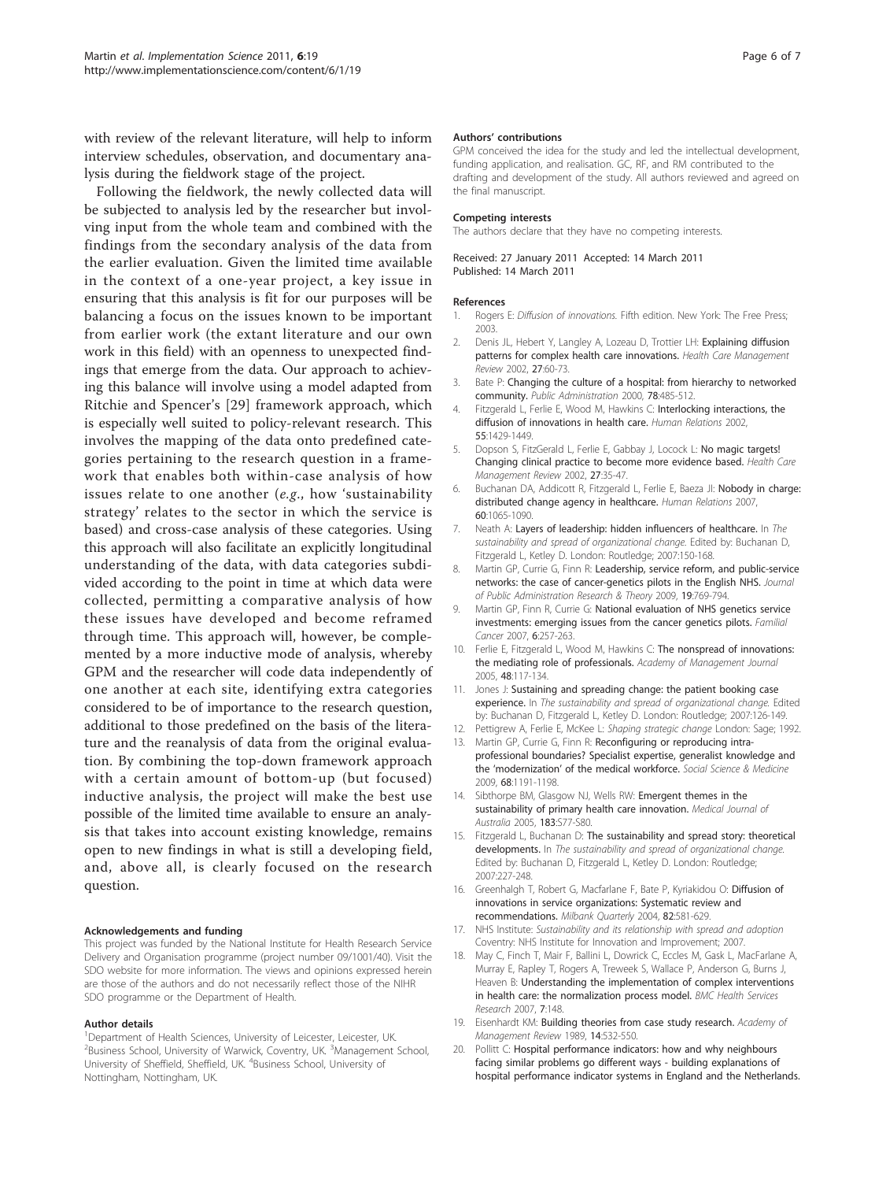with review of the relevant literature, will help to inform interview schedules, observation, and documentary analysis during the fieldwork stage of the project.

Following the fieldwork, the newly collected data will be subjected to analysis led by the researcher but involving input from the whole team and combined with the findings from the secondary analysis of the data from the earlier evaluation. Given the limited time available in the context of a one-year project, a key issue in ensuring that this analysis is fit for our purposes will be balancing a focus on the issues known to be important from earlier work (the extant literature and our own work in this field) with an openness to unexpected findings that emerge from the data. Our approach to achieving this balance will involve using a model adapted from Ritchie and Spencer's [29] framework approach, which is especially well suited to policy-relevant research. This involves the mapping of the data onto predefined categories pertaining to the research question in a framework that enables both within-case analysis of how issues relate to one another (*e.g.*, how 'sustainability strategy' relates to the sector in which the service is based) and cross-case analysis of these categories. Using this approach will also facilitate an explicitly longitudinal understanding of the data, with data categories subdivided according to the point in time at which data were collected, permitting a comparative analysis of how these issues have developed and become reframed through time. This approach will, however, be complemented by a more inductive mode of analysis, whereby GPM and the researcher will code data independently of one another at each site, identifying extra categories considered to be of importance to the research question, additional to those predefined on the basis of the literature and the reanalysis of data from the original evaluation. By combining the top-down framework approach with a certain amount of bottom-up (but focused) inductive analysis, the project will make the best use possible of the limited time available to ensure an analysis that takes into account existing knowledge, remains open to new findings in what is still a developing field, and, above all, is clearly focused on the research question.

#### Acknowledgements and funding

This project was funded by the National Institute for Health Research Service Delivery and Organisation programme (project number 09/1001/40). Visit the SDO website for more information. The views and opinions expressed herein are those of the authors and do not necessarily reflect those of the NIHR SDO programme or the Department of Health.

#### Author details

[1]Department of Health Sciences, University of Leicester, Leicester, UK. [2]Business School, University of Warwick, Coventry, UK. [3]Management School, University of Sheffield, Sheffield, UK. [4]Business School, University of Nottingham, Nottingham, UK.

#### Authors' contributions

GPM conceived the idea for the study and led the intellectual development, funding application, and realisation. GC, RF, and RM contributed to the drafting and development of the study. All authors reviewed and agreed on the final manuscript.

#### Competing interests

The authors declare that they have no competing interests.

Received: 27 January 2011 Accepted: 14 March 2011
Published: 14 March 2011

#### References

1. Rogers E: *Diffusion of innovations.* Fifth edition. New York: The Free Press; 2003.
2. Denis JL, Hebert Y, Langley A, Lozeau D, Trottier LH: **Explaining diffusion patterns for complex health care innovations.** *Health Care Management Review* 2002, **27**:60-73.
3. Bate P: **Changing the culture of a hospital: from hierarchy to networked community.** *Public Administration* 2000, **78**:485-512.
4. Fitzgerald L, Ferlie E, Wood M, Hawkins C: **Interlocking interactions, the diffusion of innovations in health care.** *Human Relations* 2002, **55**:1429-1449.
5. Dopson S, FitzGerald L, Ferlie E, Gabbay J, Locock L: **No magic targets! Changing clinical practice to become more evidence based.** *Health Care Management Review* 2002, **27**:35-47.
6. Buchanan DA, Addicott R, Fitzgerald L, Ferlie E, Baeza JI: **Nobody in charge: distributed change agency in healthcare.** *Human Relations* 2007, **60**:1065-1090.
7. Neath A: **Layers of leadership: hidden influencers of healthcare.** In *The sustainability and spread of organizational change.* Edited by: Buchanan D, Fitzgerald L, Ketley D. London: Routledge; 2007:150-168.
8. Martin GP, Currie G, Finn R: **Leadership, service reform, and public-service networks: the case of cancer-genetics pilots in the English NHS.** *Journal of Public Administration Research & Theory* 2009, **19**:769-794.
9. Martin GP, Finn R, Currie G: **National evaluation of NHS genetics service investments: emerging issues from the cancer genetics pilots.** *Familial Cancer* 2007, **6**:257-263.
10. Ferlie E, Fitzgerald L, Wood M, Hawkins C: **The nonspread of innovations: the mediating role of professionals.** *Academy of Management Journal* 2005, **48**:117-134.
11. Jones J: **Sustaining and spreading change: the patient booking case experience.** In *The sustainability and spread of organizational change.* Edited by: Buchanan D, Fitzgerald L, Ketley D. London: Routledge; 2007:126-149.
12. Pettigrew A, Ferlie E, McKee L: *Shaping strategic change* London: Sage; 1992.
13. Martin GP, Currie G, Finn R: **Reconfiguring or reproducing intra-professional boundaries? Specialist expertise, generalist knowledge and the 'modernization' of the medical workforce.** *Social Science & Medicine* 2009, **68**:1191-1198.
14. Sibthorpe BM, Glasgow NJ, Wells RW: **Emergent themes in the sustainability of primary health care innovation.** *Medical Journal of Australia* 2005, **183**:S77-S80.
15. Fitzgerald L, Buchanan D: **The sustainability and spread story: theoretical developments.** In *The sustainability and spread of organizational change.* Edited by: Buchanan D, Fitzgerald L, Ketley D. London: Routledge; 2007:227-248.
16. Greenhalgh T, Robert G, Macfarlane F, Bate P, Kyriakidou O: **Diffusion of innovations in service organizations: Systematic review and recommendations.** *Milbank Quarterly* 2004, **82**:581-629.
17. NHS Institute: *Sustainability and its relationship with spread and adoption* Coventry: NHS Institute for Innovation and Improvement; 2007.
18. May C, Finch T, Mair F, Ballini L, Dowrick C, Eccles M, Gask L, MacFarlane A, Murray E, Rapley T, Rogers A, Treweek S, Wallace P, Anderson G, Burns J, Heaven B: **Understanding the implementation of complex interventions in health care: the normalization process model.** *BMC Health Services Research* 2007, **7**:148.
19. Eisenhardt KM: **Building theories from case study research.** *Academy of Management Review* 1989, **14**:532-550.
20. Pollitt C: **Hospital performance indicators: how and why neighbours facing similar problems go different ways - building explanations of hospital performance indicator systems in England and the Netherlands.**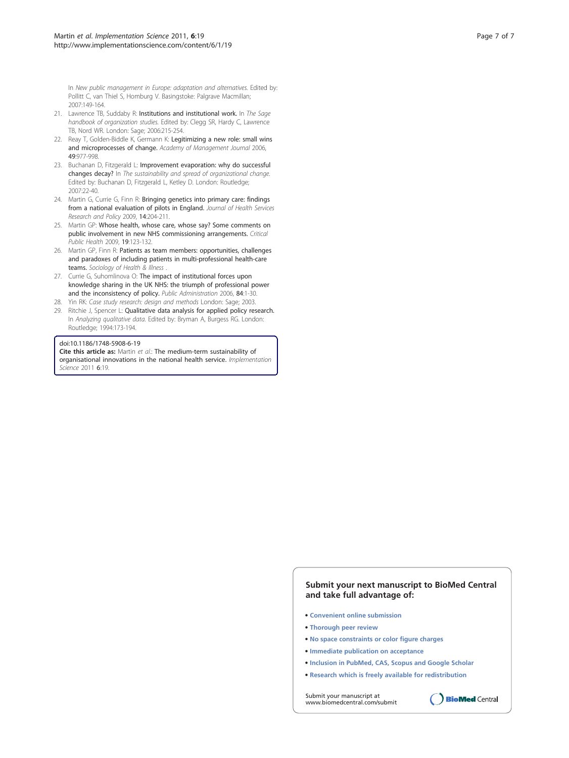In *New public management in Europe: adaptation and alternatives.* Edited by: Pollitt C, van Thiel S, Homburg V. Basingstoke: Palgrave Macmillan; 2007:149-164.

21. Lawrence TB, Suddaby R: **Institutions and institutional work.** In *The Sage handbook of organization studies.* Edited by: Clegg SR, Hardy C, Lawrence TB, Nord WR. London: Sage; 2006:215-254.
22. Reay T, Golden-Biddle K, Germann K: **Legitimizing a new role: small wins and microprocesses of change.** *Academy of Management Journal* 2006, **49**:977-998.
23. Buchanan D, Fitzgerald L: **Improvement evaporation: why do successful changes decay?** In *The sustainability and spread of organizational change.* Edited by: Buchanan D, Fitzgerald L, Ketley D. London: Routledge; 2007:22-40.
24. Martin G, Currie G, Finn R: **Bringing genetics into primary care: findings from a national evaluation of pilots in England.** *Journal of Health Services Research and Policy* 2009, **14**:204-211.
25. Martin GP: **Whose health, whose care, whose say? Some comments on public involvement in new NHS commissioning arrangements.** *Critical Public Health* 2009, **19**:123-132.
26. Martin GP, Finn R: **Patients as team members: opportunities, challenges and paradoxes of including patients in multi-professional health-care teams.** *Sociology of Health & Illness* .
27. Currie G, Suhomlinova O: **The impact of institutional forces upon knowledge sharing in the UK NHS: the triumph of professional power and the inconsistency of policy.** *Public Administration* 2006, **84**:1-30.
28. Yin RK: *Case study research: design and methods* London: Sage; 2003.
29. Ritchie J, Spencer L: **Qualitative data analysis for applied policy research.** In *Analyzing qualitative data.* Edited by: Bryman A, Burgess RG. London: Routledge; 1994:173-194.

doi:10.1186/1748-5908-6-19

**Cite this article as:** Martin *et al.*: The medium-term sustainability of organisational innovations in the national health service. *Implementation Science* 2011 **6**:19.

**Submit your next manuscript to BioMed Central and take full advantage of:**

- **Convenient online submission**
- **Thorough peer review**
- **No space constraints or color figure charges**
- **Immediate publication on acceptance**
- **Inclusion in PubMed, CAS, Scopus and Google Scholar**
- **Research which is freely available for redistribution**

Submit your manuscript at
www.biomedcentral.com/submit

BioMed Central